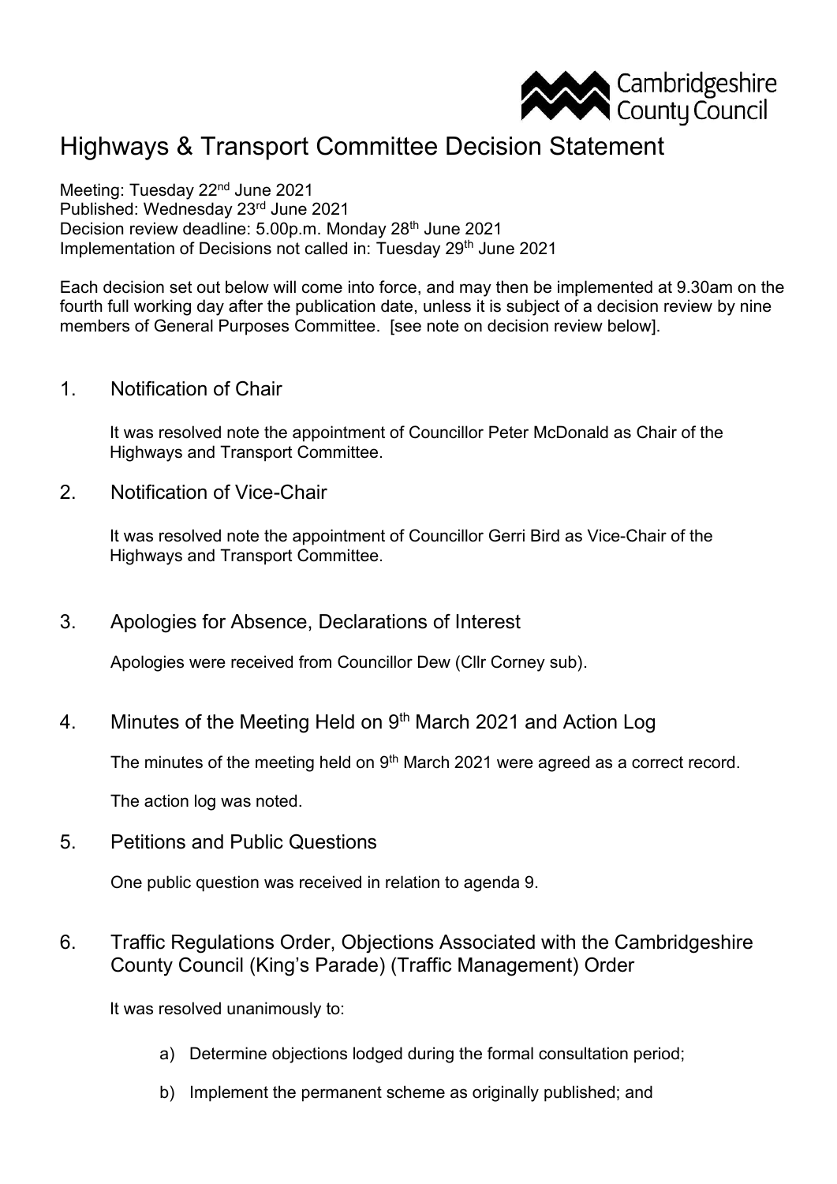Cambridgeshire County Council

# Highways & Transport Committee Decision Statement

Meeting: Tuesday 22nd June 2021
Published: Wednesday 23rd June 2021
Decision review deadline: 5.00p.m. Monday 28th June 2021
Implementation of Decisions not called in: Tuesday 29th June 2021

Each decision set out below will come into force, and may then be implemented at 9.30am on the fourth full working day after the publication date, unless it is subject of a decision review by nine members of General Purposes Committee. [see note on decision review below].

## 1. Notification of Chair

It was resolved note the appointment of Councillor Peter McDonald as Chair of the Highways and Transport Committee.

## 2. Notification of Vice-Chair

It was resolved note the appointment of Councillor Gerri Bird as Vice-Chair of the Highways and Transport Committee.

## 3. Apologies for Absence, Declarations of Interest

Apologies were received from Councillor Dew (Cllr Corney sub).

## 4. Minutes of the Meeting Held on 9th March 2021 and Action Log

The minutes of the meeting held on 9th March 2021 were agreed as a correct record.

The action log was noted.

## 5. Petitions and Public Questions

One public question was received in relation to agenda 9.

## 6. Traffic Regulations Order, Objections Associated with the Cambridgeshire County Council (King's Parade) (Traffic Management) Order

It was resolved unanimously to:

a) Determine objections lodged during the formal consultation period;

b) Implement the permanent scheme as originally published; and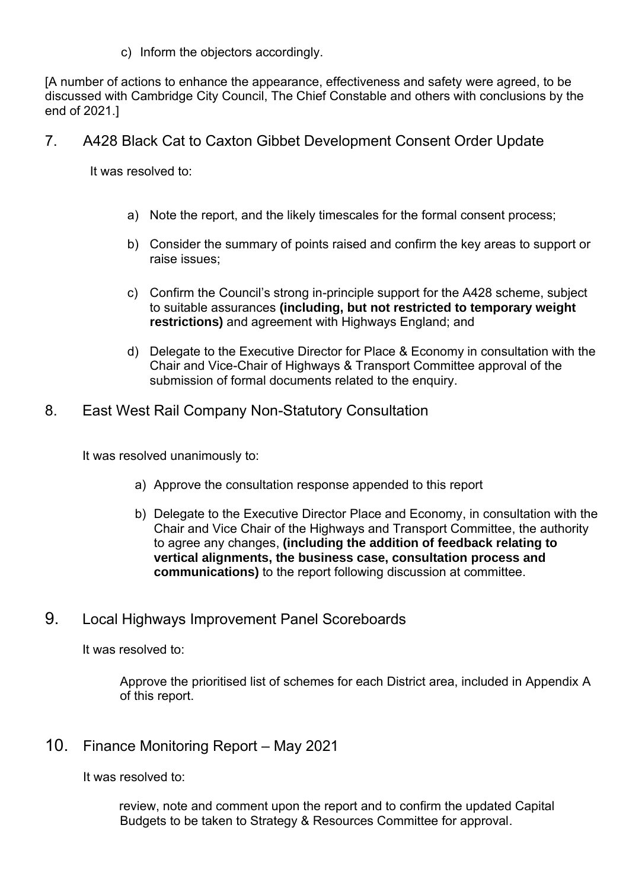c) Inform the objectors accordingly.

[A number of actions to enhance the appearance, effectiveness and safety were agreed, to be discussed with Cambridge City Council, The Chief Constable and others with conclusions by the end of 2021.]

## 7. A428 Black Cat to Caxton Gibbet Development Consent Order Update

It was resolved to:

a) Note the report, and the likely timescales for the formal consent process;

b) Consider the summary of points raised and confirm the key areas to support or raise issues;

c) Confirm the Council's strong in-principle support for the A428 scheme, subject to suitable assurances **(including, but not restricted to temporary weight restrictions)** and agreement with Highways England; and

d) Delegate to the Executive Director for Place & Economy in consultation with the Chair and Vice-Chair of Highways & Transport Committee approval of the submission of formal documents related to the enquiry.

## 8. East West Rail Company Non-Statutory Consultation

It was resolved unanimously to:

a) Approve the consultation response appended to this report

b) Delegate to the Executive Director Place and Economy, in consultation with the Chair and Vice Chair of the Highways and Transport Committee, the authority to agree any changes, **(including the addition of feedback relating to vertical alignments, the business case, consultation process and communications)** to the report following discussion at committee.

## 9. Local Highways Improvement Panel Scoreboards

It was resolved to:

Approve the prioritised list of schemes for each District area, included in Appendix A of this report.

## 10. Finance Monitoring Report – May 2021

It was resolved to:

review, note and comment upon the report and to confirm the updated Capital Budgets to be taken to Strategy & Resources Committee for approval.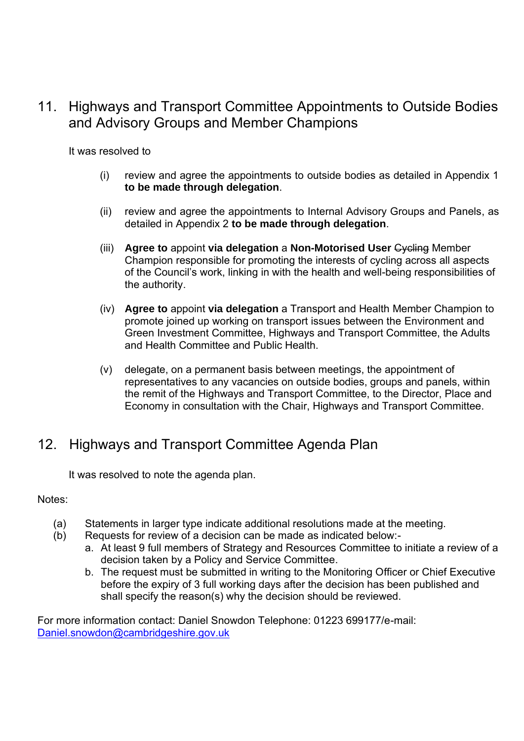## 11. Highways and Transport Committee Appointments to Outside Bodies and Advisory Groups and Member Champions

It was resolved to

(i) review and agree the appointments to outside bodies as detailed in Appendix 1 **to be made through delegation**.

(ii) review and agree the appointments to Internal Advisory Groups and Panels, as detailed in Appendix 2 **to be made through delegation**.

(iii) **Agree to** appoint **via delegation** a **Non-Motorised User** ~~Cycling~~ Member Champion responsible for promoting the interests of cycling across all aspects of the Council's work, linking in with the health and well-being responsibilities of the authority.

(iv) **Agree to** appoint **via delegation** a Transport and Health Member Champion to promote joined up working on transport issues between the Environment and Green Investment Committee, Highways and Transport Committee, the Adults and Health Committee and Public Health.

(v) delegate, on a permanent basis between meetings, the appointment of representatives to any vacancies on outside bodies, groups and panels, within the remit of the Highways and Transport Committee, to the Director, Place and Economy in consultation with the Chair, Highways and Transport Committee.

## 12. Highways and Transport Committee Agenda Plan

It was resolved to note the agenda plan.

Notes:

(a) Statements in larger type indicate additional resolutions made at the meeting.
(b) Requests for review of a decision can be made as indicated below:-
   a. At least 9 full members of Strategy and Resources Committee to initiate a review of a decision taken by a Policy and Service Committee.
   b. The request must be submitted in writing to the Monitoring Officer or Chief Executive before the expiry of 3 full working days after the decision has been published and shall specify the reason(s) why the decision should be reviewed.

For more information contact: Daniel Snowdon Telephone: 01223 699177/e-mail: Daniel.snowdon@cambridgeshire.gov.uk